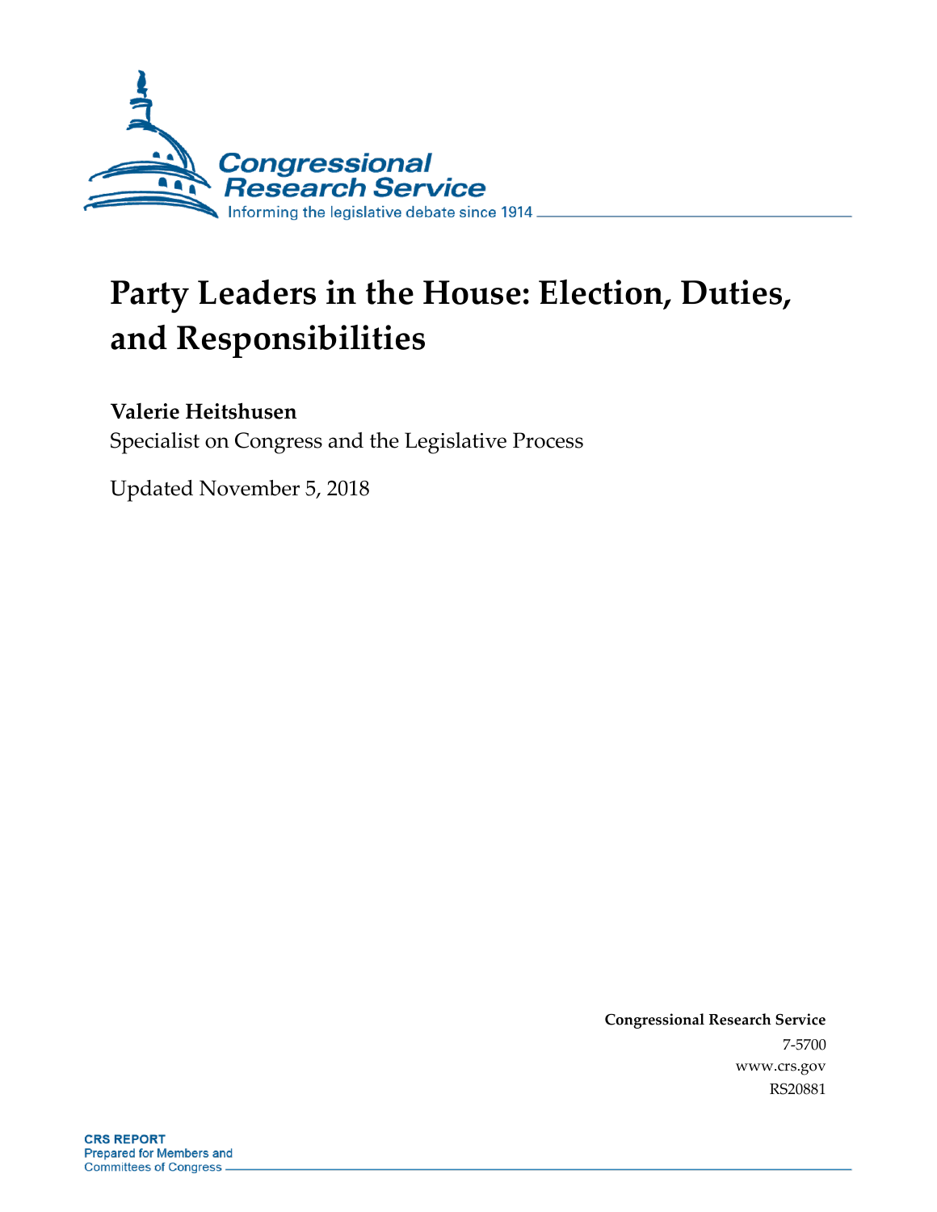Congressional Research Service

Informing the legislative debate since 1914

# Party Leaders in the House: Election, Duties, and Responsibilities

**Valerie Heitshusen**

Specialist on Congress and the Legislative Process

Updated November 5, 2018

**Congressional Research Service**

7-5700

www.crs.gov

RS20881

**CRS REPORT**

Prepared for Members and Committees of Congress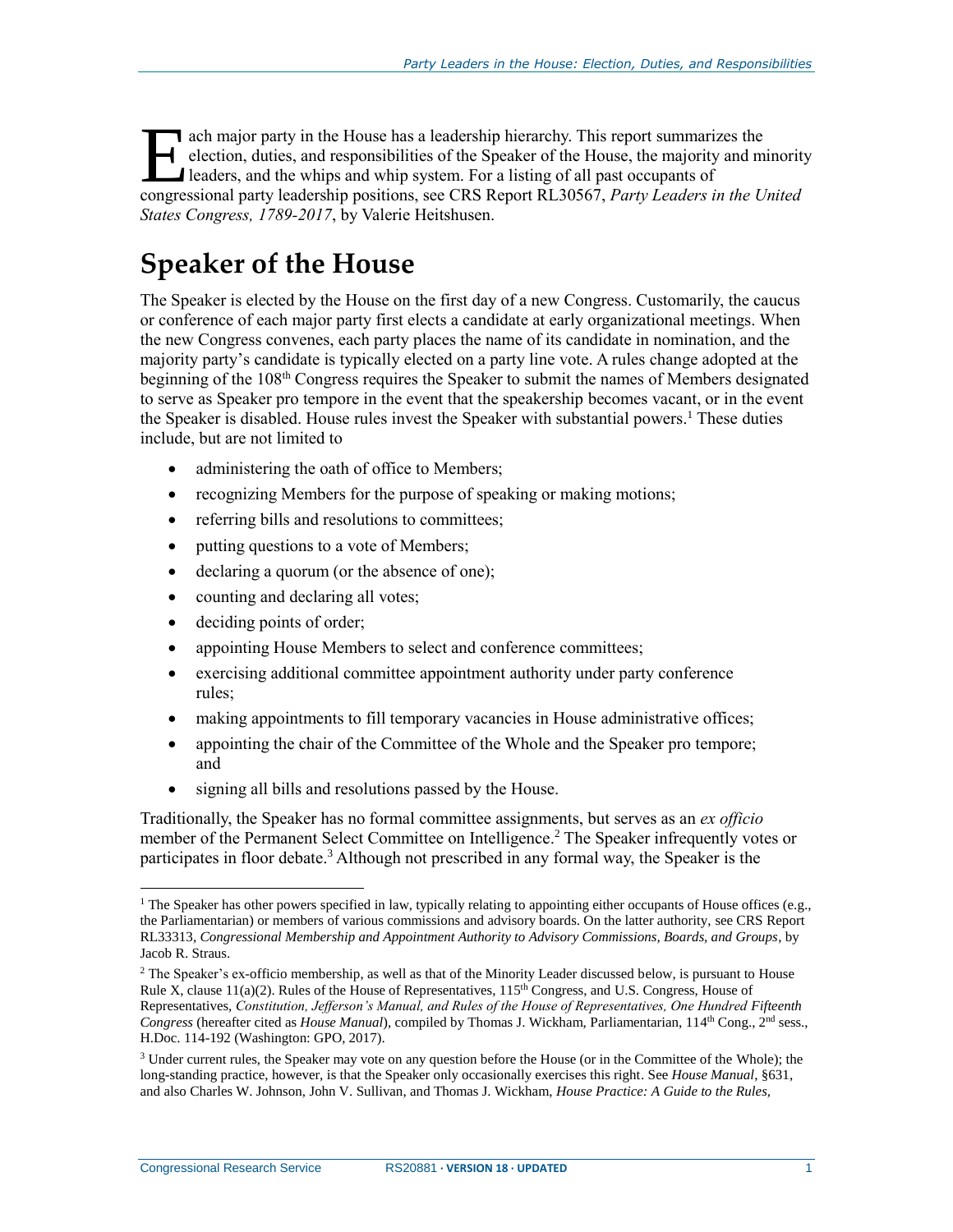Each major party in the House has a leadership hierarchy. This report summarizes the election, duties, and responsibilities of the Speaker of the House, the majority and minority leaders, and the whips and whip system. For a listing of all past occupants of congressional party leadership positions, see CRS Report RL30567, *Party Leaders in the United States Congress, 1789-2017*, by Valerie Heitshusen.

# Speaker of the House

The Speaker is elected by the House on the first day of a new Congress. Customarily, the caucus or conference of each major party first elects a candidate at early organizational meetings. When the new Congress convenes, each party places the name of its candidate in nomination, and the majority party's candidate is typically elected on a party line vote. A rules change adopted at the beginning of the 108th Congress requires the Speaker to submit the names of Members designated to serve as Speaker pro tempore in the event that the speakership becomes vacant, or in the event the Speaker is disabled. House rules invest the Speaker with substantial powers.[1] These duties include, but are not limited to

- administering the oath of office to Members;
- recognizing Members for the purpose of speaking or making motions;
- referring bills and resolutions to committees;
- putting questions to a vote of Members;
- declaring a quorum (or the absence of one);
- counting and declaring all votes;
- deciding points of order;
- appointing House Members to select and conference committees;
- exercising additional committee appointment authority under party conference rules;
- making appointments to fill temporary vacancies in House administrative offices;
- appointing the chair of the Committee of the Whole and the Speaker pro tempore; and
- signing all bills and resolutions passed by the House.

Traditionally, the Speaker has no formal committee assignments, but serves as an *ex officio* member of the Permanent Select Committee on Intelligence.[2] The Speaker infrequently votes or participates in floor debate.[3] Although not prescribed in any formal way, the Speaker is the

---

[1] The Speaker has other powers specified in law, typically relating to appointing either occupants of House offices (e.g., the Parliamentarian) or members of various commissions and advisory boards. On the latter authority, see CRS Report RL33313, *Congressional Membership and Appointment Authority to Advisory Commissions, Boards, and Groups*, by Jacob R. Straus.

[2] The Speaker's ex-officio membership, as well as that of the Minority Leader discussed below, is pursuant to House Rule X, clause 11(a)(2). Rules of the House of Representatives, 115th Congress, and U.S. Congress, House of Representatives, *Constitution, Jefferson's Manual, and Rules of the House of Representatives, One Hundred Fifteenth Congress* (hereafter cited as *House Manual*), compiled by Thomas J. Wickham, Parliamentarian, 114th Cong., 2nd sess., H.Doc. 114-192 (Washington: GPO, 2017).

[3] Under current rules, the Speaker may vote on any question before the House (or in the Committee of the Whole); the long-standing practice, however, is that the Speaker only occasionally exercises this right. See *House Manual*, §631, and also Charles W. Johnson, John V. Sullivan, and Thomas J. Wickham, *House Practice: A Guide to the Rules,*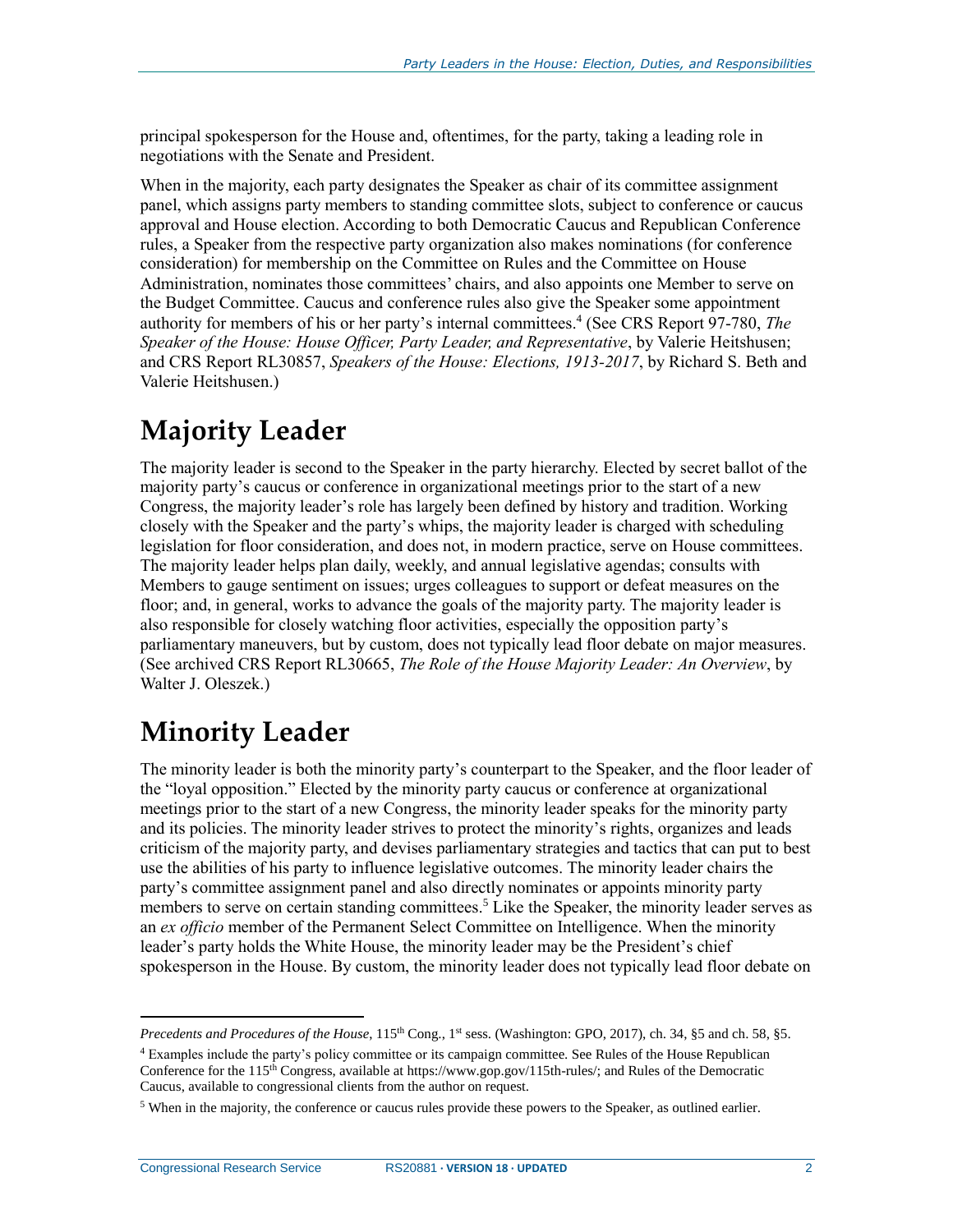principal spokesperson for the House and, oftentimes, for the party, taking a leading role in negotiations with the Senate and President.

When in the majority, each party designates the Speaker as chair of its committee assignment panel, which assigns party members to standing committee slots, subject to conference or caucus approval and House election. According to both Democratic Caucus and Republican Conference rules, a Speaker from the respective party organization also makes nominations (for conference consideration) for membership on the Committee on Rules and the Committee on House Administration, nominates those committees' chairs, and also appoints one Member to serve on the Budget Committee. Caucus and conference rules also give the Speaker some appointment authority for members of his or her party's internal committees.[4] (See CRS Report 97-780, *The Speaker of the House: House Officer, Party Leader, and Representative*, by Valerie Heitshusen; and CRS Report RL30857, *Speakers of the House: Elections, 1913-2017*, by Richard S. Beth and Valerie Heitshusen.)

# Majority Leader

The majority leader is second to the Speaker in the party hierarchy. Elected by secret ballot of the majority party's caucus or conference in organizational meetings prior to the start of a new Congress, the majority leader's role has largely been defined by history and tradition. Working closely with the Speaker and the party's whips, the majority leader is charged with scheduling legislation for floor consideration, and does not, in modern practice, serve on House committees. The majority leader helps plan daily, weekly, and annual legislative agendas; consults with Members to gauge sentiment on issues; urges colleagues to support or defeat measures on the floor; and, in general, works to advance the goals of the majority party. The majority leader is also responsible for closely watching floor activities, especially the opposition party's parliamentary maneuvers, but by custom, does not typically lead floor debate on major measures. (See archived CRS Report RL30665, *The Role of the House Majority Leader: An Overview*, by Walter J. Oleszek.)

# Minority Leader

The minority leader is both the minority party's counterpart to the Speaker, and the floor leader of the "loyal opposition." Elected by the minority party caucus or conference at organizational meetings prior to the start of a new Congress, the minority leader speaks for the minority party and its policies. The minority leader strives to protect the minority's rights, organizes and leads criticism of the majority party, and devises parliamentary strategies and tactics that can put to best use the abilities of his party to influence legislative outcomes. The minority leader chairs the party's committee assignment panel and also directly nominates or appoints minority party members to serve on certain standing committees.[5] Like the Speaker, the minority leader serves as an *ex officio* member of the Permanent Select Committee on Intelligence. When the minority leader's party holds the White House, the minority leader may be the President's chief spokesperson in the House. By custom, the minority leader does not typically lead floor debate on

---

*Precedents and Procedures of the House*, 115th Cong., 1st sess. (Washington: GPO, 2017), ch. 34, §5 and ch. 58, §5.

[4] Examples include the party's policy committee or its campaign committee. See Rules of the House Republican Conference for the 115th Congress, available at https://www.gop.gov/115th-rules/; and Rules of the Democratic Caucus, available to congressional clients from the author on request.

[5] When in the majority, the conference or caucus rules provide these powers to the Speaker, as outlined earlier.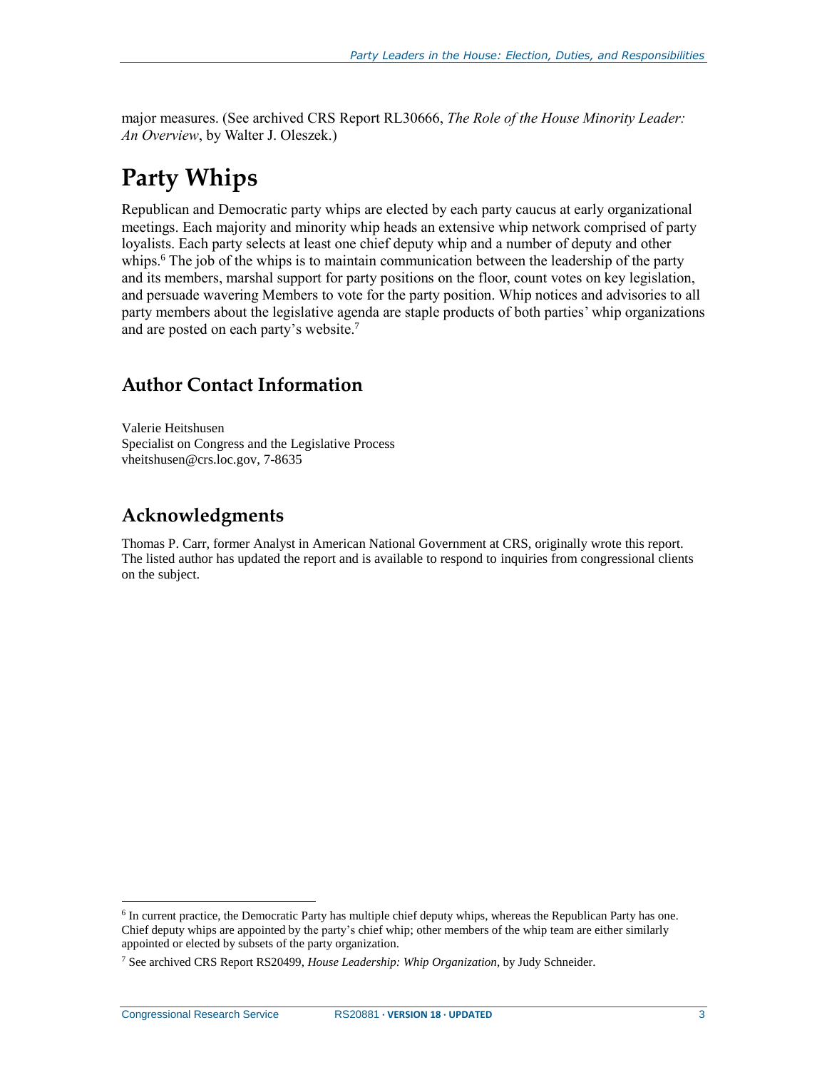major measures. (See archived CRS Report RL30666, *The Role of the House Minority Leader: An Overview*, by Walter J. Oleszek.)

# Party Whips

Republican and Democratic party whips are elected by each party caucus at early organizational meetings. Each majority and minority whip heads an extensive whip network comprised of party loyalists. Each party selects at least one chief deputy whip and a number of deputy and other whips.[6] The job of the whips is to maintain communication between the leadership of the party and its members, marshal support for party positions on the floor, count votes on key legislation, and persuade wavering Members to vote for the party position. Whip notices and advisories to all party members about the legislative agenda are staple products of both parties' whip organizations and are posted on each party's website.[7]

## Author Contact Information

Valerie Heitshusen
Specialist on Congress and the Legislative Process
vheitshusen@crs.loc.gov, 7-8635

## Acknowledgments

Thomas P. Carr, former Analyst in American National Government at CRS, originally wrote this report. The listed author has updated the report and is available to respond to inquiries from congressional clients on the subject.

---

[6] In current practice, the Democratic Party has multiple chief deputy whips, whereas the Republican Party has one. Chief deputy whips are appointed by the party's chief whip; other members of the whip team are either similarly appointed or elected by subsets of the party organization.

[7] See archived CRS Report RS20499, *House Leadership: Whip Organization*, by Judy Schneider.